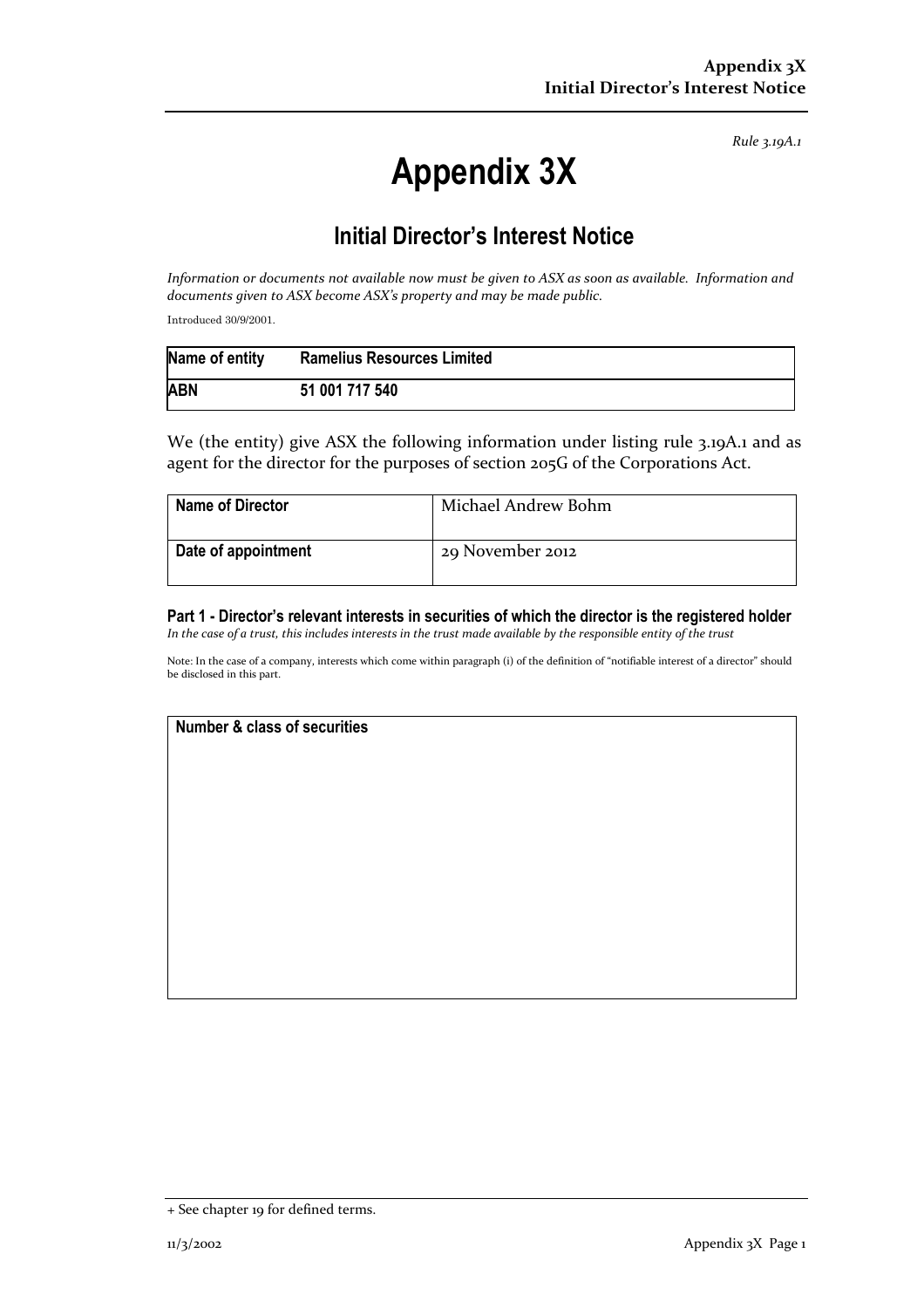*Rule 3.19A.1*

# Appendix 3X

## Initial Director's Interest Notice

*Information or documents not available now must be given to ASX as soon as available. Information and documents given to ASX become ASX's property and may be made public.*

Introduced 30/9/2001.

| Name of entity | Ramelius Resources Limited |
|---|---|
| **ABN** | **51 001 717 540** |

We (the entity) give ASX the following information under listing rule 3.19A.1 and as agent for the director for the purposes of section 205G of the Corporations Act.

| Name of Director | Michael Andrew Bohm |
|---|---|
| **Date of appointment** | 29 November 2012 |

### Part 1 - Director's relevant interests in securities of which the director is the registered holder

*In the case of a trust, this includes interests in the trust made available by the responsible entity of the trust*

Note: In the case of a company, interests which come within paragraph (i) of the definition of "notifiable interest of a director" should be disclosed in this part.

| Number & class of securities |
|---|
| |

+ See chapter 19 for defined terms.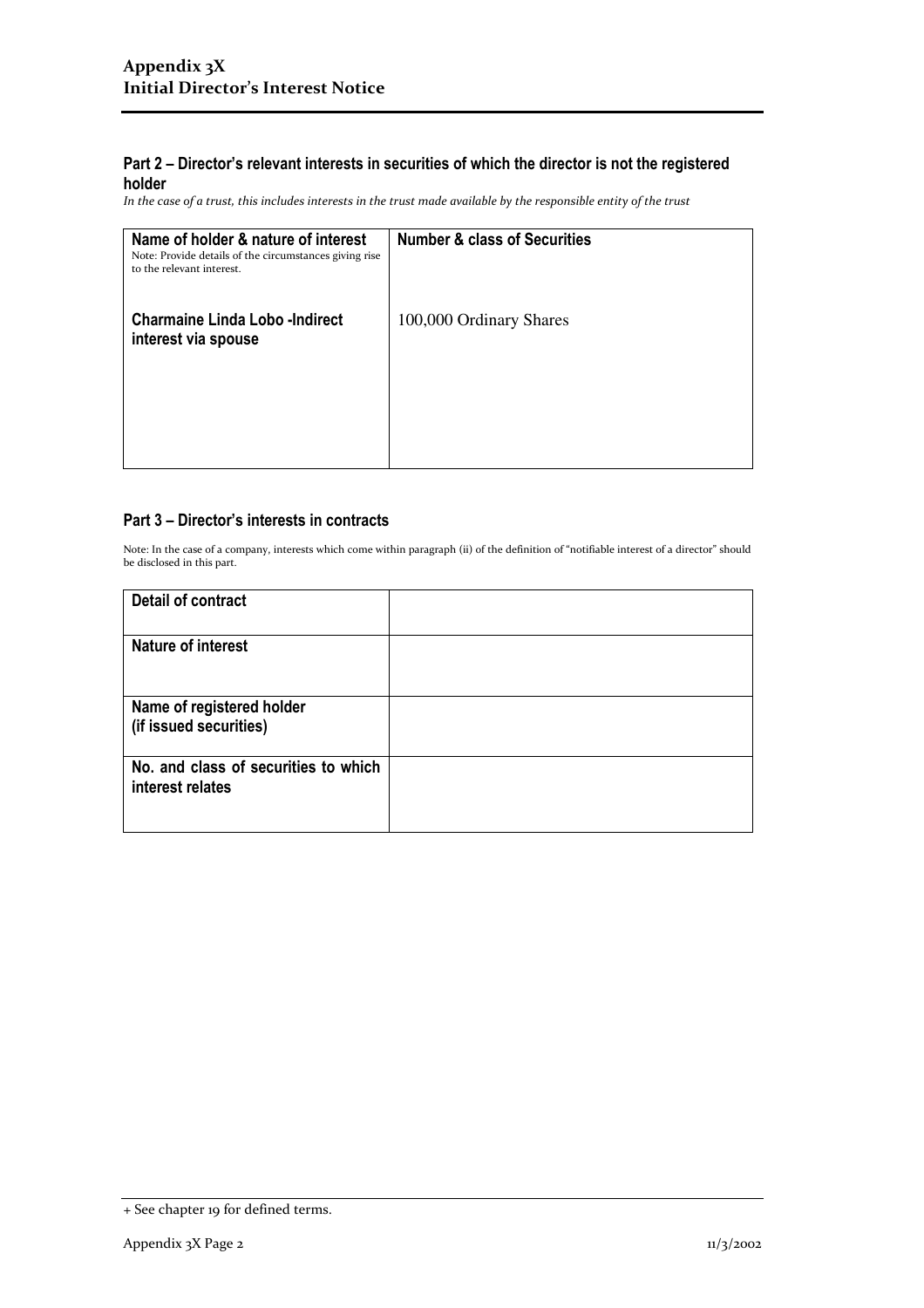## Part 2 – Director's relevant interests in securities of which the director is not the registered holder

*In the case of a trust, this includes interests in the trust made available by the responsible entity of the trust*

| **Name of holder & nature of interest**<br>Note: Provide details of the circumstances giving rise to the relevant interest. | **Number & class of Securities** |
|---|---|
| **Charmaine Linda Lobo -Indirect interest via spouse** | 100,000 Ordinary Shares |

## Part 3 – Director's interests in contracts

Note: In the case of a company, interests which come within paragraph (ii) of the definition of "notifiable interest of a director" should be disclosed in this part.

| | |
|---|---|
| **Detail of contract** | |
| **Nature of interest** | |
| **Name of registered holder (if issued securities)** | |
| **No. and class of securities to which interest relates** | |

+ See chapter 19 for defined terms.